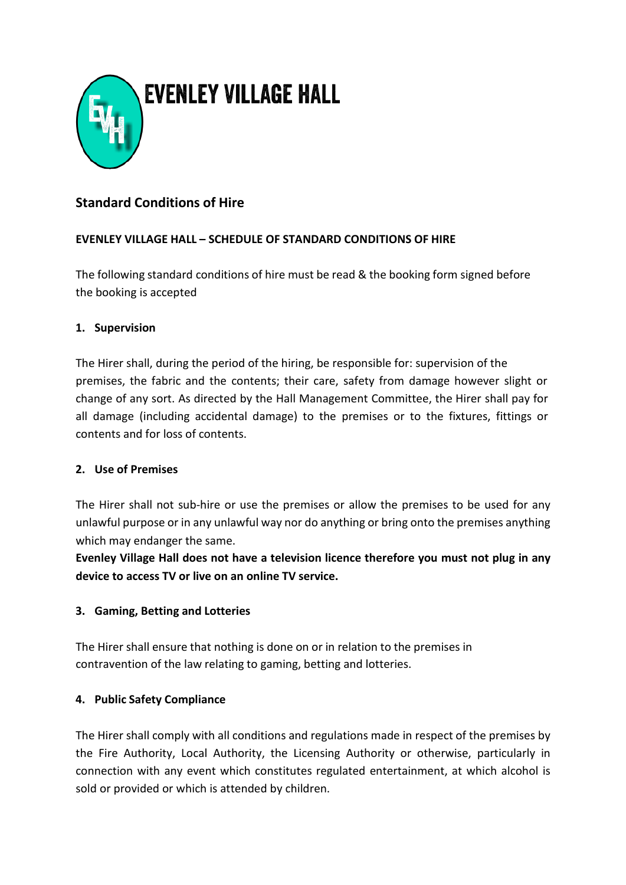# EVENLEY VILLAGE HALL

## Standard Conditions of Hire

**EVENLEY VILLAGE HALL – SCHEDULE OF STANDARD CONDITIONS OF HIRE**

The following standard conditions of hire must be read & the booking form signed before the booking is accepted

### 1. Supervision

The Hirer shall, during the period of the hiring, be responsible for: supervision of the premises, the fabric and the contents; their care, safety from damage however slight or change of any sort. As directed by the Hall Management Committee, the Hirer shall pay for all damage (including accidental damage) to the premises or to the fixtures, fittings or contents and for loss of contents.

### 2. Use of Premises

The Hirer shall not sub-hire or use the premises or allow the premises to be used for any unlawful purpose or in any unlawful way nor do anything or bring onto the premises anything which may endanger the same.

**Evenley Village Hall does not have a television licence therefore you must not plug in any device to access TV or live on an online TV service.**

### 3. Gaming, Betting and Lotteries

The Hirer shall ensure that nothing is done on or in relation to the premises in contravention of the law relating to gaming, betting and lotteries.

### 4. Public Safety Compliance

The Hirer shall comply with all conditions and regulations made in respect of the premises by the Fire Authority, Local Authority, the Licensing Authority or otherwise, particularly in connection with any event which constitutes regulated entertainment, at which alcohol is sold or provided or which is attended by children.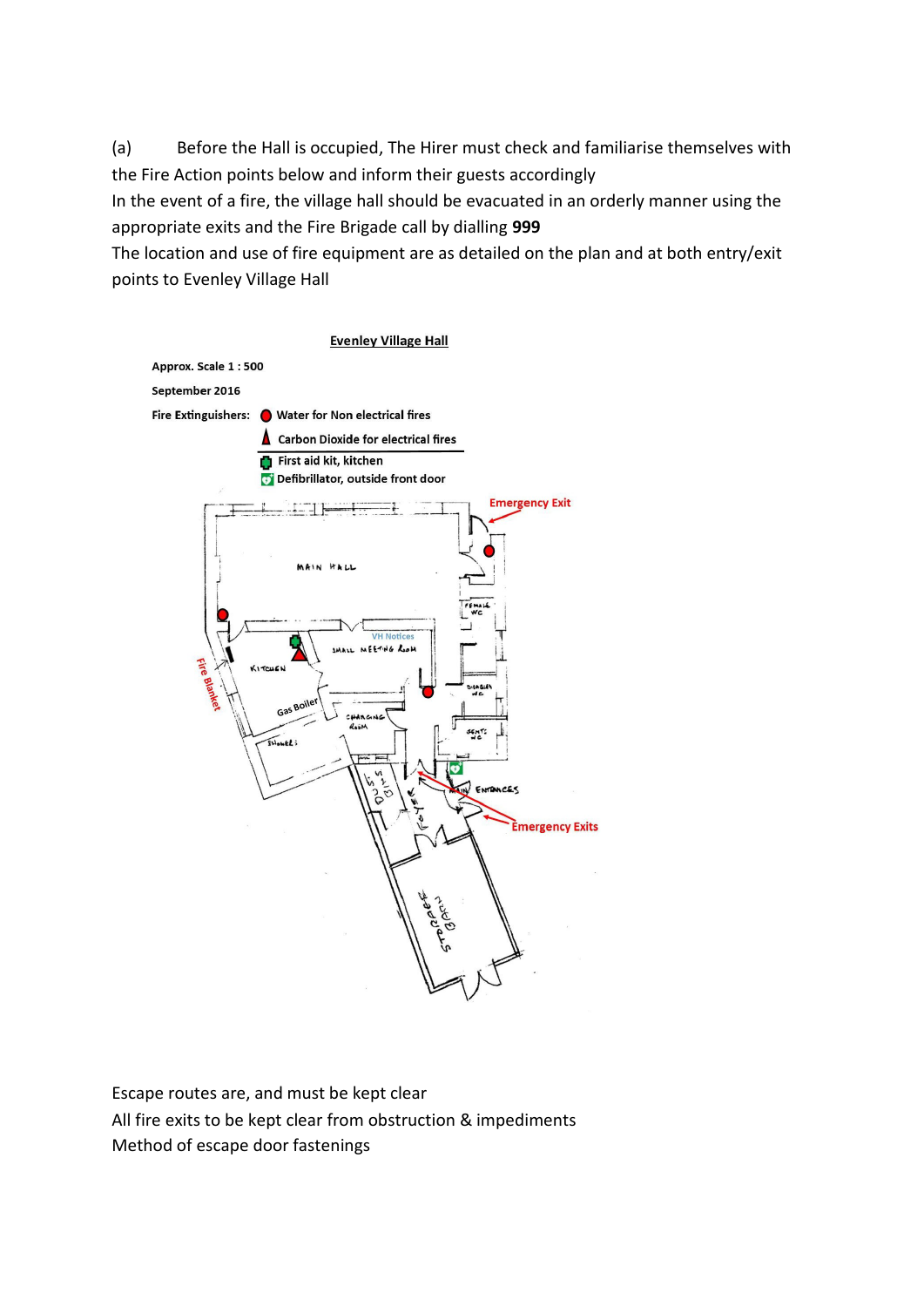(a) Before the Hall is occupied, The Hirer must check and familiarise themselves with the Fire Action points below and inform their guests accordingly

In the event of a fire, the village hall should be evacuated in an orderly manner using the appropriate exits and the Fire Brigade call by dialling **999**

The location and use of fire equipment are as detailed on the plan and at both entry/exit points to Evenley Village Hall

**Evenley Village Hall**

**Approx. Scale 1 : 500**

**September 2016**

**Fire Extinguishers:** Water for Non electrical fires

Carbon Dioxide for electrical fires

First aid kit, kitchen

Defibrillator, outside front door

Emergency Exit

MAIN HALL

FEMALE WC

VH Notices

SMALL MEETING ROOM

KITCHEN

Fire Blanket

Gas Boiler

DISABLED WC

CHARGING ROOM

GENTS WC

SHOWERS

DUST BINS

FOYER

MAIN ENTRANCES

Emergency Exits

STORAGE BARN

Escape routes are, and must be kept clear

All fire exits to be kept clear from obstruction & impediments

Method of escape door fastenings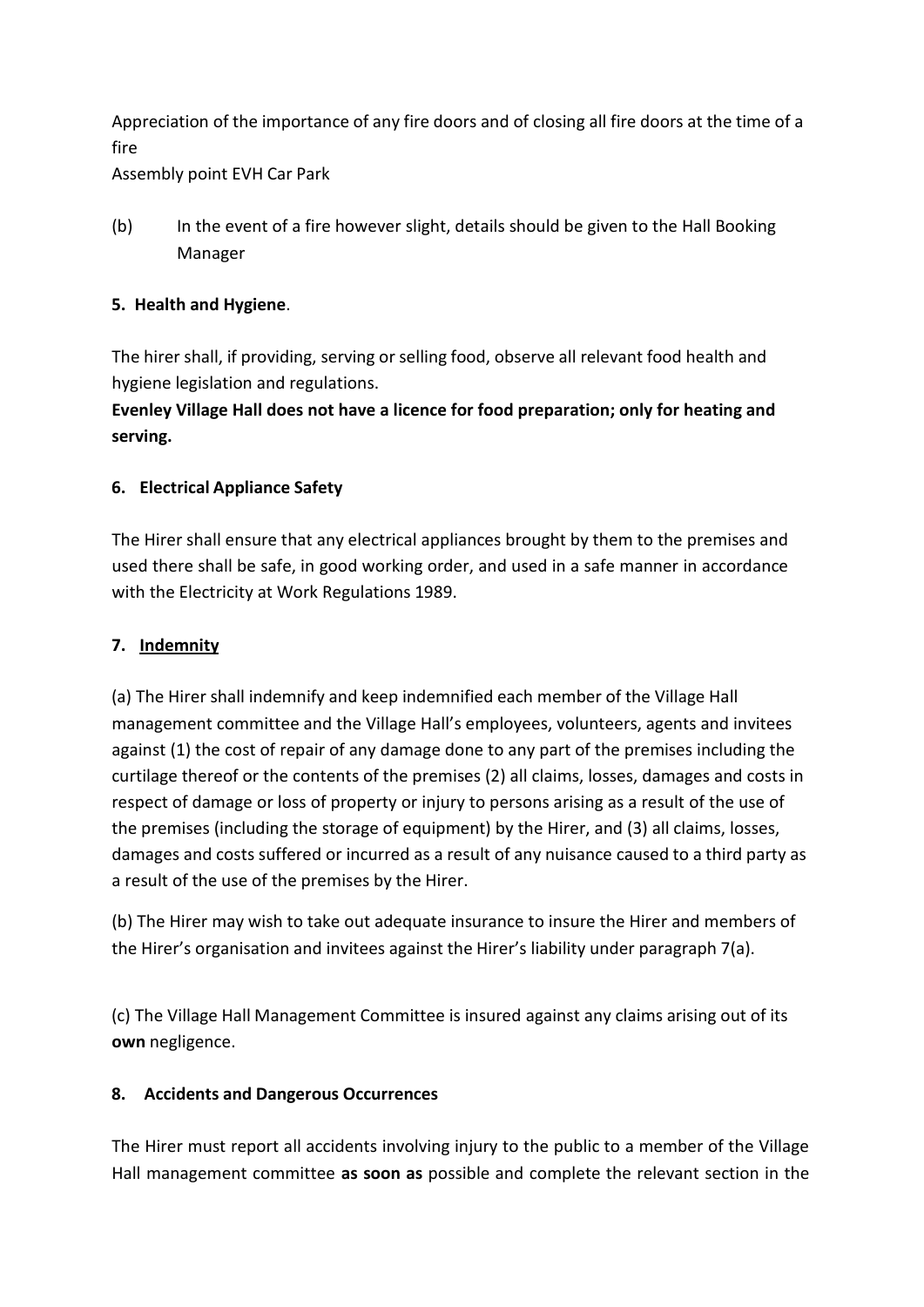Appreciation of the importance of any fire doors and of closing all fire doors at the time of a fire

Assembly point EVH Car Park

(b) In the event of a fire however slight, details should be given to the Hall Booking Manager

**5. Health and Hygiene**.

The hirer shall, if providing, serving or selling food, observe all relevant food health and hygiene legislation and regulations.

**Evenley Village Hall does not have a licence for food preparation; only for heating and serving.**

**6. Electrical Appliance Safety**

The Hirer shall ensure that any electrical appliances brought by them to the premises and used there shall be safe, in good working order, and used in a safe manner in accordance with the Electricity at Work Regulations 1989.

**7. Indemnity**

(a) The Hirer shall indemnify and keep indemnified each member of the Village Hall management committee and the Village Hall's employees, volunteers, agents and invitees against (1) the cost of repair of any damage done to any part of the premises including the curtilage thereof or the contents of the premises (2) all claims, losses, damages and costs in respect of damage or loss of property or injury to persons arising as a result of the use of the premises (including the storage of equipment) by the Hirer, and (3) all claims, losses, damages and costs suffered or incurred as a result of any nuisance caused to a third party as a result of the use of the premises by the Hirer.

(b) The Hirer may wish to take out adequate insurance to insure the Hirer and members of the Hirer's organisation and invitees against the Hirer's liability under paragraph 7(a).

(c) The Village Hall Management Committee is insured against any claims arising out of its **own** negligence.

**8. Accidents and Dangerous Occurrences**

The Hirer must report all accidents involving injury to the public to a member of the Village Hall management committee **as soon as** possible and complete the relevant section in the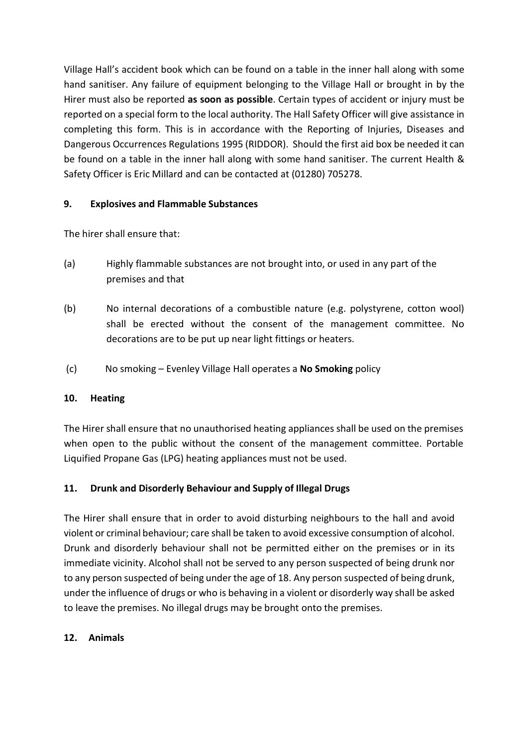Village Hall's accident book which can be found on a table in the inner hall along with some hand sanitiser. Any failure of equipment belonging to the Village Hall or brought in by the Hirer must also be reported **as soon as possible**. Certain types of accident or injury must be reported on a special form to the local authority. The Hall Safety Officer will give assistance in completing this form. This is in accordance with the Reporting of Injuries, Diseases and Dangerous Occurrences Regulations 1995 (RIDDOR). Should the first aid box be needed it can be found on a table in the inner hall along with some hand sanitiser. The current Health & Safety Officer is Eric Millard and can be contacted at (01280) 705278.

## 9. Explosives and Flammable Substances

The hirer shall ensure that:

(a) Highly flammable substances are not brought into, or used in any part of the premises and that

(b) No internal decorations of a combustible nature (e.g. polystyrene, cotton wool) shall be erected without the consent of the management committee. No decorations are to be put up near light fittings or heaters.

(c) No smoking – Evenley Village Hall operates a **No Smoking** policy

## 10. Heating

The Hirer shall ensure that no unauthorised heating appliances shall be used on the premises when open to the public without the consent of the management committee. Portable Liquified Propane Gas (LPG) heating appliances must not be used.

## 11. Drunk and Disorderly Behaviour and Supply of Illegal Drugs

The Hirer shall ensure that in order to avoid disturbing neighbours to the hall and avoid violent or criminal behaviour; care shall be taken to avoid excessive consumption of alcohol. Drunk and disorderly behaviour shall not be permitted either on the premises or in its immediate vicinity. Alcohol shall not be served to any person suspected of being drunk nor to any person suspected of being under the age of 18. Any person suspected of being drunk, under the influence of drugs or who is behaving in a violent or disorderly way shall be asked to leave the premises. No illegal drugs may be brought onto the premises.

## 12. Animals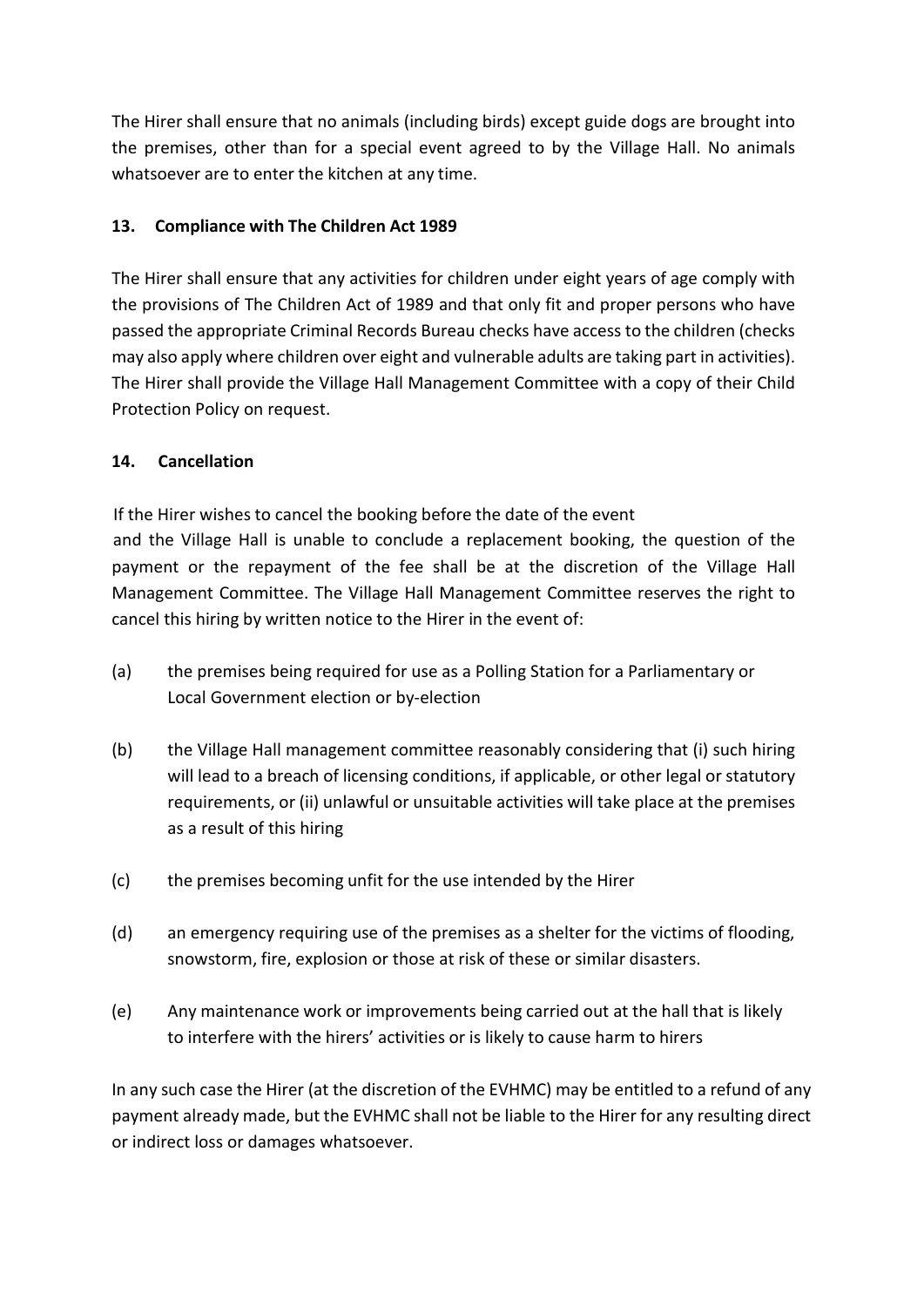The Hirer shall ensure that no animals (including birds) except guide dogs are brought into the premises, other than for a special event agreed to by the Village Hall. No animals whatsoever are to enter the kitchen at any time.

**13. Compliance with The Children Act 1989**

The Hirer shall ensure that any activities for children under eight years of age comply with the provisions of The Children Act of 1989 and that only fit and proper persons who have passed the appropriate Criminal Records Bureau checks have access to the children (checks may also apply where children over eight and vulnerable adults are taking part in activities). The Hirer shall provide the Village Hall Management Committee with a copy of their Child Protection Policy on request.

**14. Cancellation**

If the Hirer wishes to cancel the booking before the date of the event and the Village Hall is unable to conclude a replacement booking, the question of the payment or the repayment of the fee shall be at the discretion of the Village Hall Management Committee. The Village Hall Management Committee reserves the right to cancel this hiring by written notice to the Hirer in the event of:

(a) the premises being required for use as a Polling Station for a Parliamentary or Local Government election or by-election

(b) the Village Hall management committee reasonably considering that (i) such hiring will lead to a breach of licensing conditions, if applicable, or other legal or statutory requirements, or (ii) unlawful or unsuitable activities will take place at the premises as a result of this hiring

(c) the premises becoming unfit for the use intended by the Hirer

(d) an emergency requiring use of the premises as a shelter for the victims of flooding, snowstorm, fire, explosion or those at risk of these or similar disasters.

(e) Any maintenance work or improvements being carried out at the hall that is likely to interfere with the hirers' activities or is likely to cause harm to hirers

In any such case the Hirer (at the discretion of the EVHMC) may be entitled to a refund of any payment already made, but the EVHMC shall not be liable to the Hirer for any resulting direct or indirect loss or damages whatsoever.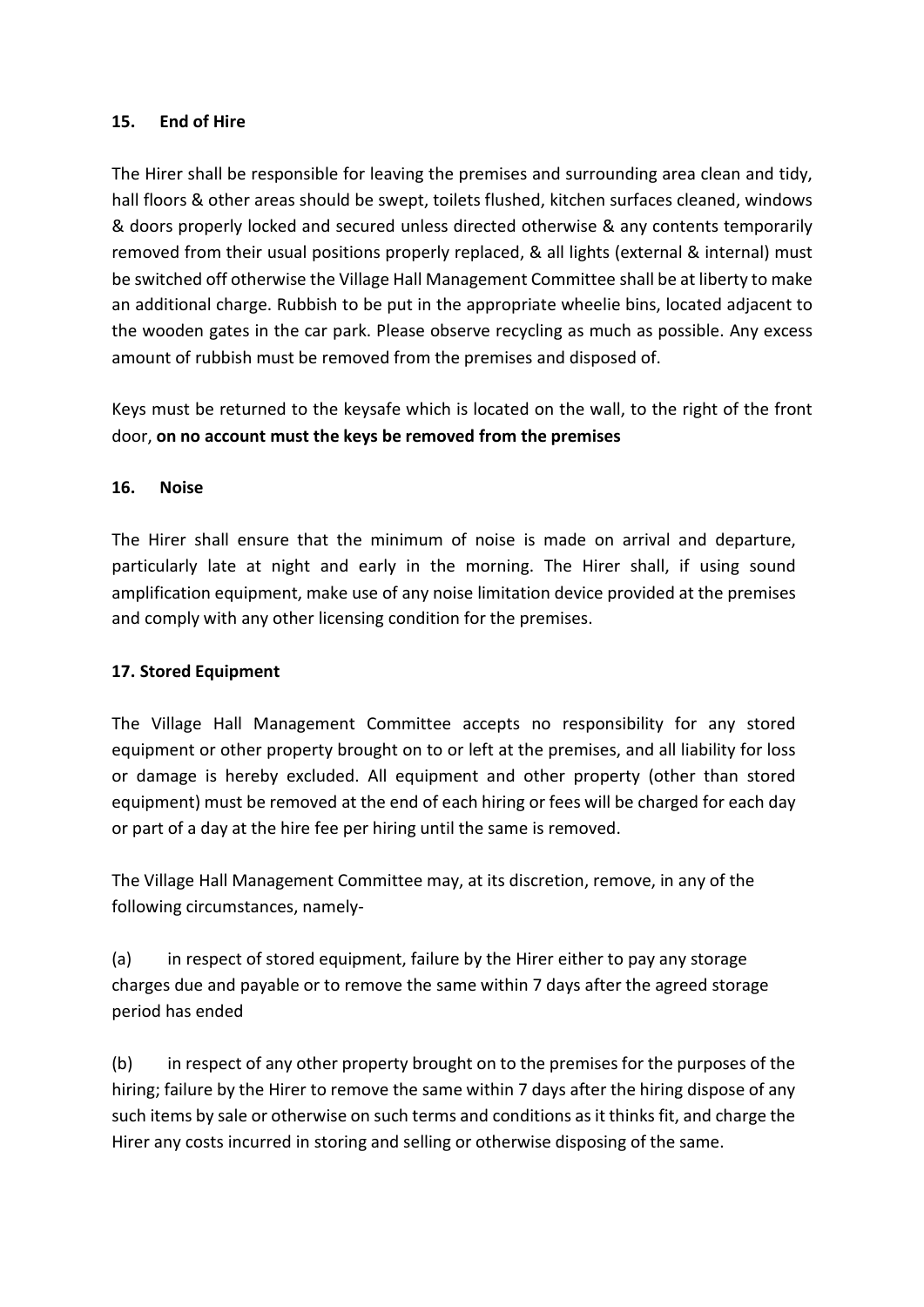## 15. End of Hire

The Hirer shall be responsible for leaving the premises and surrounding area clean and tidy, hall floors & other areas should be swept, toilets flushed, kitchen surfaces cleaned, windows & doors properly locked and secured unless directed otherwise & any contents temporarily removed from their usual positions properly replaced, & all lights (external & internal) must be switched off otherwise the Village Hall Management Committee shall be at liberty to make an additional charge. Rubbish to be put in the appropriate wheelie bins, located adjacent to the wooden gates in the car park. Please observe recycling as much as possible. Any excess amount of rubbish must be removed from the premises and disposed of.

Keys must be returned to the keysafe which is located on the wall, to the right of the front door, **on no account must the keys be removed from the premises**

## 16. Noise

The Hirer shall ensure that the minimum of noise is made on arrival and departure, particularly late at night and early in the morning. The Hirer shall, if using sound amplification equipment, make use of any noise limitation device provided at the premises and comply with any other licensing condition for the premises.

## 17. Stored Equipment

The Village Hall Management Committee accepts no responsibility for any stored equipment or other property brought on to or left at the premises, and all liability for loss or damage is hereby excluded. All equipment and other property (other than stored equipment) must be removed at the end of each hiring or fees will be charged for each day or part of a day at the hire fee per hiring until the same is removed.

The Village Hall Management Committee may, at its discretion, remove, in any of the following circumstances, namely-

(a) in respect of stored equipment, failure by the Hirer either to pay any storage charges due and payable or to remove the same within 7 days after the agreed storage period has ended

(b) in respect of any other property brought on to the premises for the purposes of the hiring; failure by the Hirer to remove the same within 7 days after the hiring dispose of any such items by sale or otherwise on such terms and conditions as it thinks fit, and charge the Hirer any costs incurred in storing and selling or otherwise disposing of the same.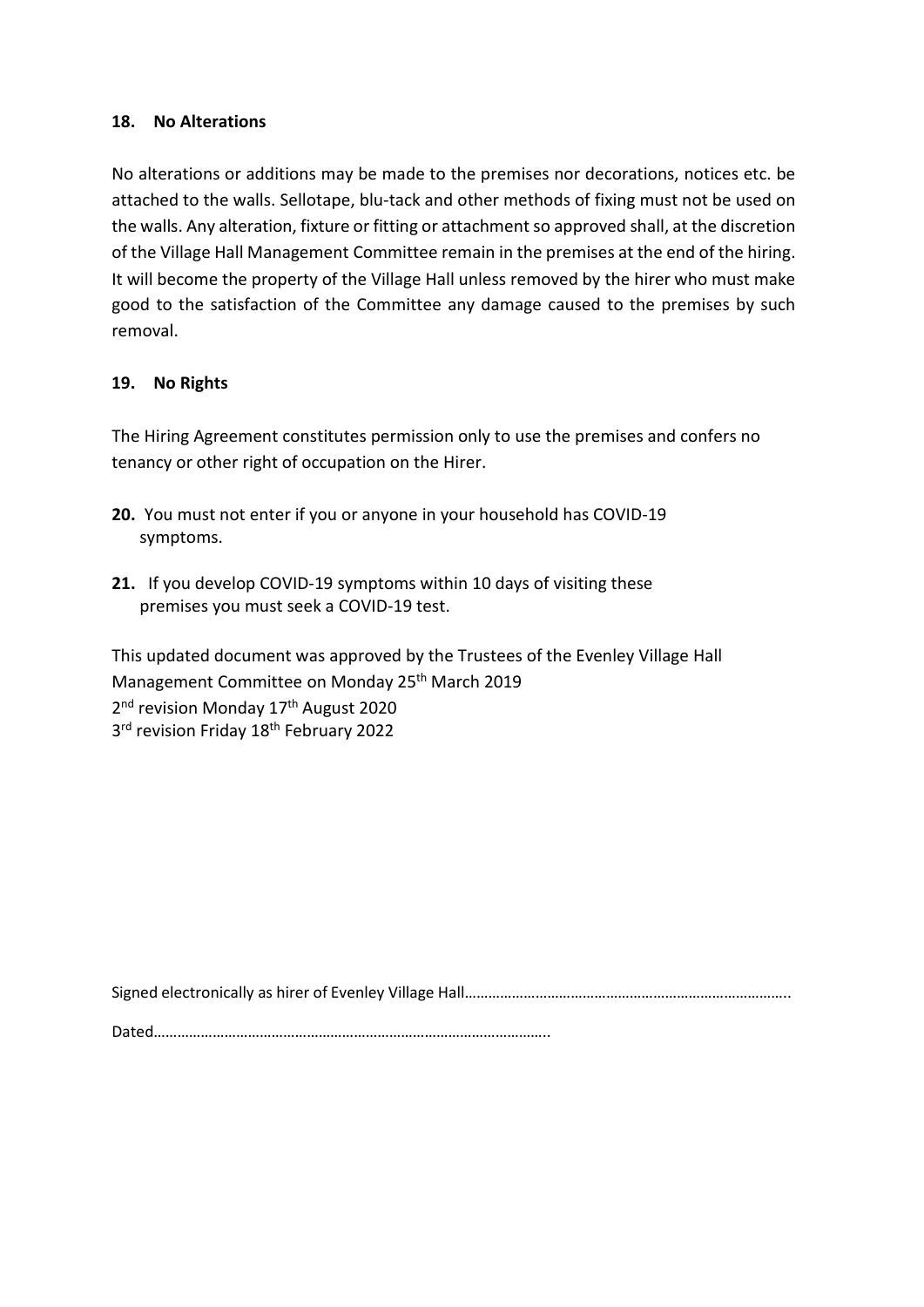### 18. No Alterations

No alterations or additions may be made to the premises nor decorations, notices etc. be attached to the walls. Sellotape, blu-tack and other methods of fixing must not be used on the walls. Any alteration, fixture or fitting or attachment so approved shall, at the discretion of the Village Hall Management Committee remain in the premises at the end of the hiring. It will become the property of the Village Hall unless removed by the hirer who must make good to the satisfaction of the Committee any damage caused to the premises by such removal.

### 19. No Rights

The Hiring Agreement constitutes permission only to use the premises and confers no tenancy or other right of occupation on the Hirer.

**20.** You must not enter if you or anyone in your household has COVID-19 symptoms.

**21.** If you develop COVID-19 symptoms within 10 days of visiting these premises you must seek a COVID-19 test.

This updated document was approved by the Trustees of the Evenley Village Hall Management Committee on Monday 25th March 2019
2nd revision Monday 17th August 2020
3rd revision Friday 18th February 2022

Signed electronically as hirer of Evenley Village Hall……………………………………………………………………..

Dated………………………………………………………………………………………..